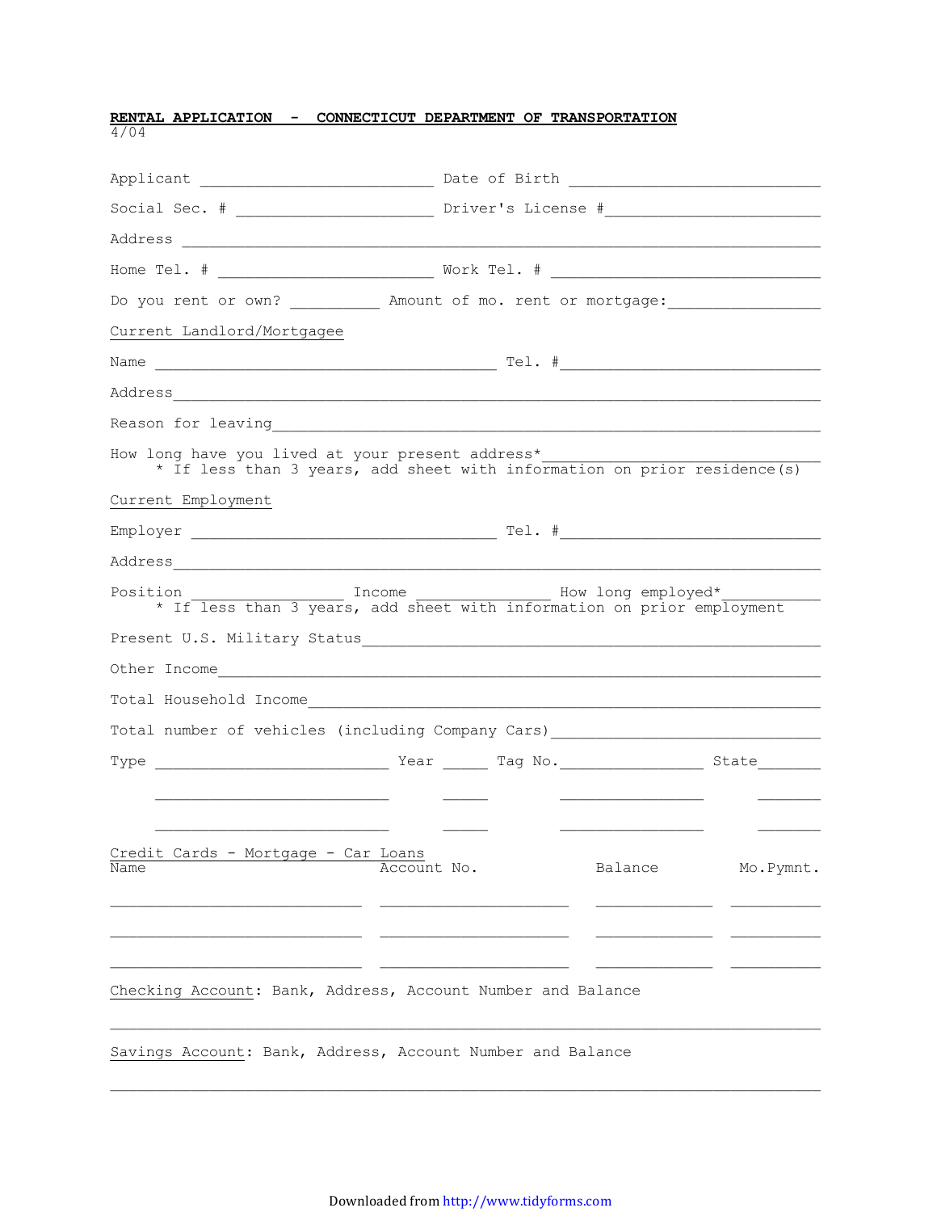**RENTAL APPLICATION - CONNECTICUT DEPARTMENT OF TRANSPORTATION**

4/04

Applicant ____________________________ Date of Birth ____________________________

Social Sec. # ______________________ Driver's License #________________________

Address ________________________________________________________________________

Home Tel. # ________________________ Work Tel. # ______________________________

Do you rent or own? __________ Amount of mo. rent or mortgage:________________

Current Landlord/Mortgagee

Name ____________________________________ Tel. #_____________________________

Address_________________________________________________________________________

Reason for leaving______________________________________________________________

How long have you lived at your present address*________________________________
 * If less than 3 years, add sheet with information on prior residence(s)

Current Employment

Employer __________________________________ Tel. #_____________________________

Address_________________________________________________________________________

Position _________________ Income _______________ How long employed*___________
 * If less than 3 years, add sheet with information on prior employment

Present U.S. Military Status____________________________________________________

Other Income____________________________________________________________________

Total Household Income__________________________________________________________

Total number of vehicles (including Company Cars)_______________________________

| Type | Year | Tag No. | State |
|---|---|---|---|
| | | | |
| | | | |
| | | | |

Credit Cards - Mortgage - Car Loans

| Name | Account No. | Balance | Mo.Pymnt. |
|---|---|---|---|
| | | | |
| | | | |
| | | | |

Checking Account: Bank, Address, Account Number and Balance

________________________________________________________________________________

Savings Account: Bank, Address, Account Number and Balance

________________________________________________________________________________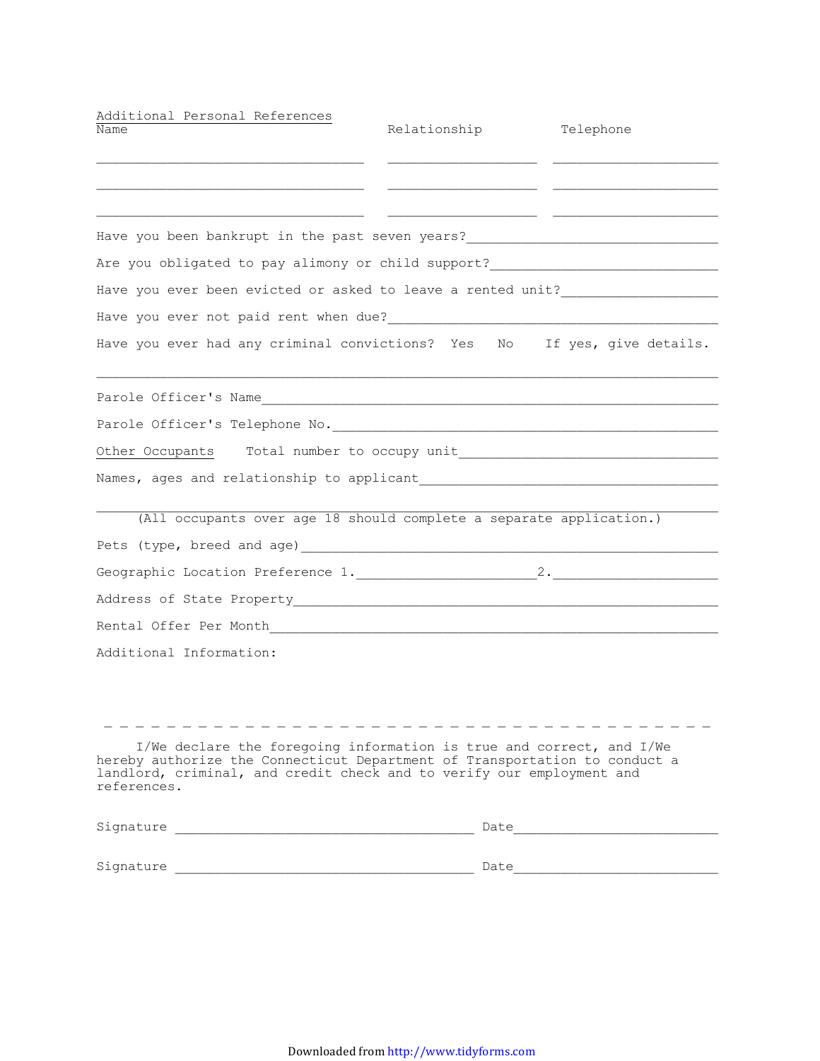Additional Personal References

| Name | Relationship | Telephone |
| --- | --- | --- |
| | | |
| | | |
| | | |

Have you been bankrupt in the past seven years?________________________________

Are you obligated to pay alimony or child support?____________________________

Have you ever been evicted or asked to leave a rented unit?___________________

Have you ever not paid rent when due?_________________________________________

Have you ever had any criminal convictions? Yes No If yes, give details.

______________________________________________________________________________

Parole Officer's Name_________________________________________________________

Parole Officer's Telephone No.________________________________________________

Other Occupants Total number to occupy unit__________________________________

Names, ages and relationship to applicant_____________________________________

______________________________________________________________________________

(All occupants over age 18 should complete a separate application.)

Pets (type, breed and age)____________________________________________________

Geographic Location Preference 1.______________________2.____________________

Address of State Property_____________________________________________________

Rental Offer Per Month________________________________________________________

Additional Information:

---

I/We declare the foregoing information is true and correct, and I/We hereby authorize the Connecticut Department of Transportation to conduct a landlord, criminal, and credit check and to verify our employment and references.

Signature ______________________________________ Date_________________________

Signature ______________________________________ Date_________________________

Downloaded from http://www.tidyforms.com